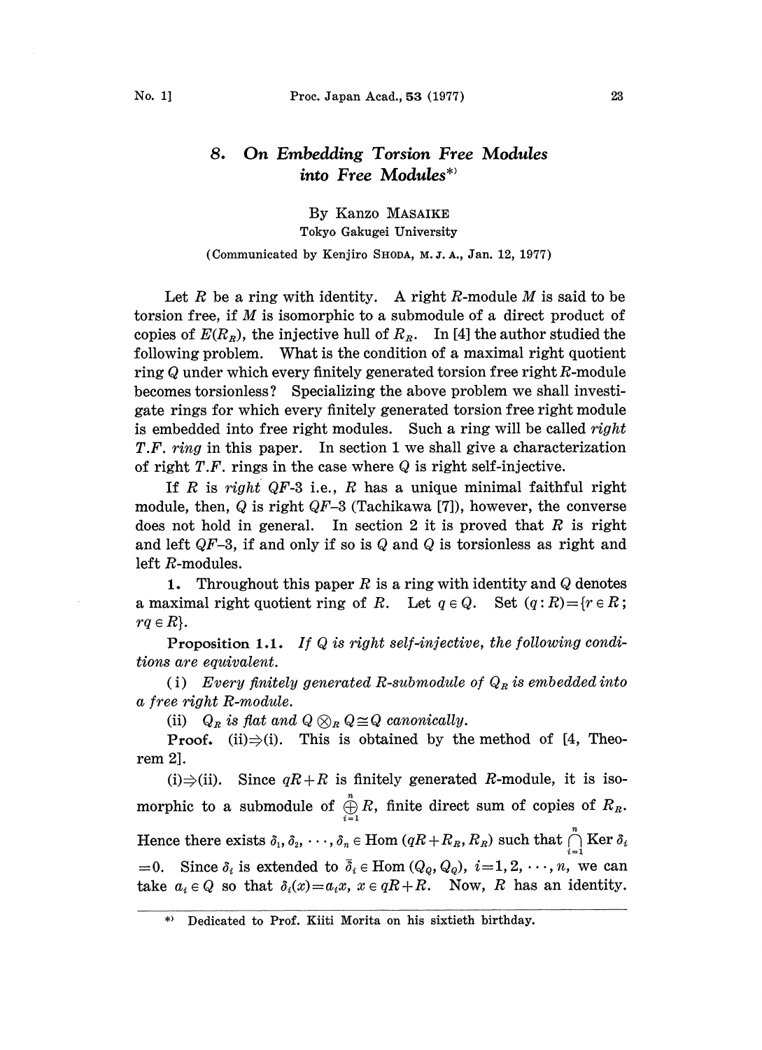## 8. *On Embedding Torsion Free Modules into Free Modules**)

By Kanzo MASAIKE

Tokyo Gakugei University

(Communicated by Kenjiro SHODA, M. J. A., Jan. 12, 1977)

Let $R$ be a ring with identity. A right $R$-module $M$ is said to be torsion free, if $M$ is isomorphic to a submodule of a direct product of copies of $E(R_R)$, the injective hull of $R_R$. In [4] the author studied the following problem. What is the condition of a maximal right quotient ring $Q$ under which every finitely generated torsion free right $R$-module becomes torsionless? Specializing the above problem we shall investigate rings for which every finitely generated torsion free right module is embedded into free right modules. Such a ring will be called *right T.F. ring* in this paper. In section 1 we shall give a characterization of right $T.F.$ rings in the case where $Q$ is right self-injective.

If $R$ is *right QF-3* i.e., $R$ has a unique minimal faithful right module, then, $Q$ is right $QF$–3 (Tachikawa [7]), however, the converse does not hold in general. In section 2 it is proved that $R$ is right and left $QF$–3, if and only if so is $Q$ and $Q$ is torsionless as right and left $R$-modules.

**1.** Throughout this paper $R$ is a ring with identity and $Q$ denotes a maximal right quotient ring of $R$. Let $q \in Q$. Set $(q:R)=\{r \in R;\ rq \in R\}$.

**Proposition 1.1.** *If $Q$ is right self-injective, the following conditions are equivalent.*

(i) *Every finitely generated $R$-submodule of $Q_R$ is embedded into a free right $R$-module.*

(ii) *$Q_R$ is flat and $Q \otimes_R Q \cong Q$ canonically.*

**Proof.** (ii)⇒(i). This is obtained by the method of [4, Theorem 2].

(i)⇒(ii). Since $qR+R$ is finitely generated $R$-module, it is isomorphic to a submodule of $\bigoplus_{i=1}^{n} R$, finite direct sum of copies of $R_R$. Hence there exists $\delta_1, \delta_2, \cdots, \delta_n \in \mathrm{Hom}\,(qR+R_R, R_R)$ such that $\bigcap_{i=1}^{n} \mathrm{Ker}\,\delta_i =0$. Since $\delta_i$ is extended to $\bar{\delta}_i \in \mathrm{Hom}\,(Q_Q, Q_Q)$, $i=1,2,\cdots,n$, we can take $a_i \in Q$ so that $\delta_i(x)=a_i x$, $x \in qR+R$. Now, $R$ has an identity.

---

*) Dedicated to Prof. Kiiti Morita on his sixtieth birthday.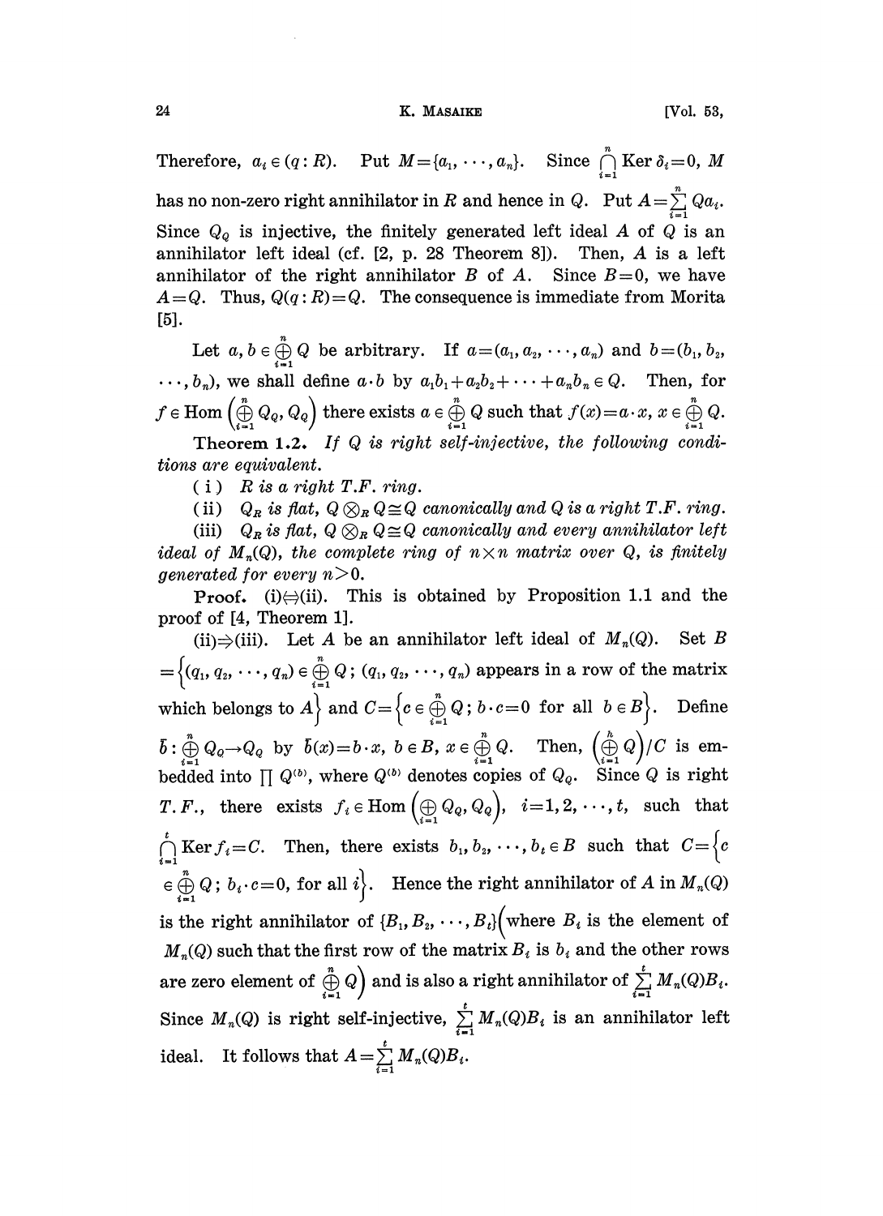Therefore, $a_i \in (q : R)$. Put $M = \{a_1, \cdots, a_n\}$. Since $\bigcap_{i=1}^{n} \operatorname{Ker} \delta_i = 0$, $M$ has no non-zero right annihilator in $R$ and hence in $Q$. Put $A = \sum_{i=1}^{n} Qa_i$. Since $Q_Q$ is injective, the finitely generated left ideal $A$ of $Q$ is an annihilator left ideal (cf. [2, p. 28 Theorem 8]). Then, $A$ is a left annihilator of the right annihilator $B$ of $A$. Since $B=0$, we have $A=Q$. Thus, $Q(q : R) = Q$. The consequence is immediate from Morita [5].

Let $a, b \in \bigoplus_{i=1}^{n} Q$ be arbitrary. If $a = (a_1, a_2, \cdots, a_n)$ and $b = (b_1, b_2, \cdots, b_n)$, we shall define $a \cdot b$ by $a_1b_1 + a_2b_2 + \cdots + a_nb_n \in Q$. Then, for $f \in \operatorname{Hom}\left(\bigoplus_{i=1}^{n} Q_Q, Q_Q\right)$ there exists $a \in \bigoplus_{i=1}^{n} Q$ such that $f(x) = a \cdot x$, $x \in \bigoplus_{i=1}^{n} Q$.

**Theorem 1.2.** *If $Q$ is right self-injective, the following conditions are equivalent.*

(i) *$R$ is a right T.F. ring.*

(ii) *$Q_R$ is flat, $Q \otimes_R Q \cong Q$ canonically and $Q$ is a right T.F. ring.*

(iii) *$Q_R$ is flat, $Q \otimes_R Q \cong Q$ canonically and every annihilator left ideal of $M_n(Q)$, the complete ring of $n \times n$ matrix over $Q$, is finitely generated for every $n > 0$.*

**Proof.** (i)$\Leftrightarrow$(ii). This is obtained by Proposition 1.1 and the proof of [4, Theorem 1].

(ii)$\Rightarrow$(iii). Let $A$ be an annihilator left ideal of $M_n(Q)$. Set $B = \left\{(q_1, q_2, \cdots, q_n) \in \bigoplus_{i=1}^{n} Q\,;\, (q_1, q_2, \cdots, q_n) \text{ appears in a row of the matrix which belongs to } A\right\}$ and $C = \left\{c \in \bigoplus_{i=1}^{n} Q\,;\, b \cdot c = 0 \text{ for all } b \in B\right\}$. Define $\bar{b} : \bigoplus_{i=1}^{n} Q_Q \to Q_Q$ by $\bar{b}(x) = b \cdot x$, $b \in B$, $x \in \bigoplus_{i=1}^{n} Q$. Then, $\left(\bigoplus_{i=1}^{h} Q\right)/C$ is embedded into $\prod Q^{(b)}$, where $Q^{(b)}$ denotes copies of $Q_Q$. Since $Q$ is right $T.F.$, there exists $f_i \in \operatorname{Hom}\left(\bigoplus_{i=1} Q_Q, Q_Q\right)$, $i = 1, 2, \cdots, t$, such that $\bigcap_{i=1}^{t} \operatorname{Ker} f_i = C$. Then, there exists $b_1, b_2, \cdots, b_t \in B$ such that $C = \left\{c \in \bigoplus_{i=1}^{n} Q\,;\, b_i \cdot c = 0, \text{ for all } i\right\}$. Hence the right annihilator of $A$ in $M_n(Q)$ is the right annihilator of $\{B_1, B_2, \cdots, B_t\}$ (where $B_i$ is the element of $M_n(Q)$ such that the first row of the matrix $B_i$ is $b_i$ and the other rows are zero element of $\bigoplus_{i=1}^{n} Q$) and is also a right annihilator of $\sum_{i=1}^{t} M_n(Q)B_i$. Since $M_n(Q)$ is right self-injective, $\sum_{i=1}^{t} M_n(Q)B_i$ is an annihilator left ideal. It follows that $A = \sum_{i=1}^{t} M_n(Q)B_i$.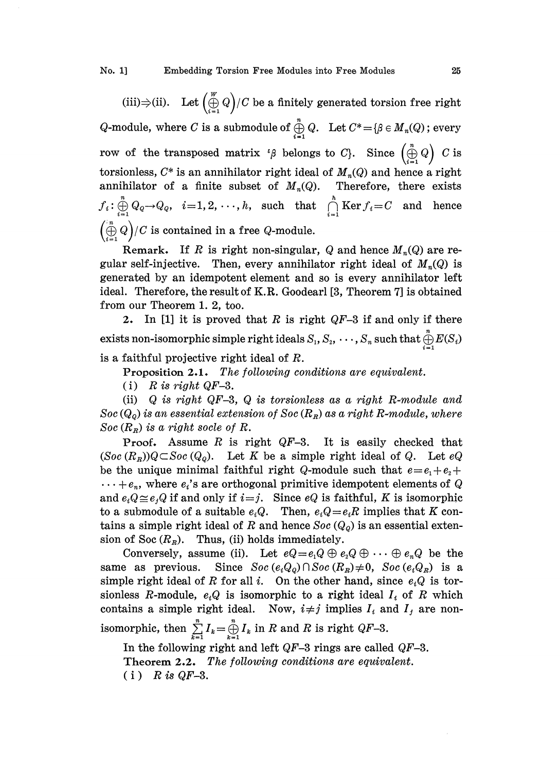(iii)⇒(ii). Let $\left(\bigoplus_{i=1}^{W} Q\right)/C$ be a finitely generated torsion free right $Q$-module, where $C$ is a submodule of $\bigoplus_{i=1}^{n} Q$. Let $C^* = \{\beta \in M_n(Q)$; every row of the transposed matrix ${}^t\beta$ belongs to $C\}$. Since $\left(\bigoplus_{i=1}^{n} Q\right) C$ is torsionless, $C^*$ is an annihilator right ideal of $M_n(Q)$ and hence a right annihilator of a finite subset of $M_n(Q)$. Therefore, there exists $f_i : \bigoplus_{i=1}^{n} Q_Q \to Q_Q$, $i=1, 2, \cdots, h$, such that $\bigcap_{i=1}^{h} \operatorname{Ker} f_i = C$ and hence $\left(\bigoplus_{i=1}^{n} Q\right)/C$ is contained in a free $Q$-module.

**Remark.** If $R$ is right non-singular, $Q$ and hence $M_n(Q)$ are regular self-injective. Then, every annihilator right ideal of $M_n(Q)$ is generated by an idempotent element and so is every annihilator left ideal. Therefore, the result of K.R. Goodearl [3, Theorem 7] is obtained from our Theorem 1. 2, too.

**2.** In [1] it is proved that $R$ is right $QF$–3 if and only if there exists non-isomorphic simple right ideals $S_1, S_2, \cdots, S_n$ such that $\bigoplus_{i=1}^{n} E(S_i)$ is a faithful projective right ideal of $R$.

**Proposition 2.1.** *The following conditions are equivalent.*

(i) *$R$ is right $QF$–3.*

(ii) *$Q$ is right $QF$–3, $Q$ is torsionless as a right $R$-module and $Soc\,(Q_Q)$ is an essential extension of $Soc\,(R_R)$ as a right $R$-module, where $Soc\,(R_R)$ is a right socle of $R$.*

**Proof.** Assume $R$ is right $QF$–3. It is easily checked that $(Soc\,(R_R))Q \subset Soc\,(Q_Q)$. Let $K$ be a simple right ideal of $Q$. Let $eQ$ be the unique minimal faithful right $Q$-module such that $e = e_1 + e_2 + \cdots + e_n$, where $e_i$'s are orthogonal primitive idempotent elements of $Q$ and $e_iQ \cong e_jQ$ if and only if $i=j$. Since $eQ$ is faithful, $K$ is isomorphic to a submodule of a suitable $e_iQ$. Then, $e_iQ = e_iR$ implies that $K$ contains a simple right ideal of $R$ and hence $Soc\,(Q_Q)$ is an essential extension of Soc $(R_R)$. Thus, (ii) holds immediately.

Conversely, assume (ii). Let $eQ = e_1Q \oplus e_2Q \oplus \cdots \oplus e_nQ$ be the same as previous. Since $Soc\,(e_iQ_Q) \cap Soc\,(R_R) \neq 0$, $Soc\,(e_iQ_R)$ is a simple right ideal of $R$ for all $i$. On the other hand, since $e_iQ$ is torsionless $R$-module, $e_iQ$ is isomorphic to a right ideal $I_i$ of $R$ which contains a simple right ideal. Now, $i \neq j$ implies $I_i$ and $I_j$ are non-isomorphic, then $\sum_{k=1}^{n} I_k = \bigoplus_{k=1}^{n} I_k$ in $R$ and $R$ is right $QF$–3.

In the following right and left $QF$–3 rings are called $QF$–3.

**Theorem 2.2.** *The following conditions are equivalent.*

(i) *$R$ is $QF$–3.*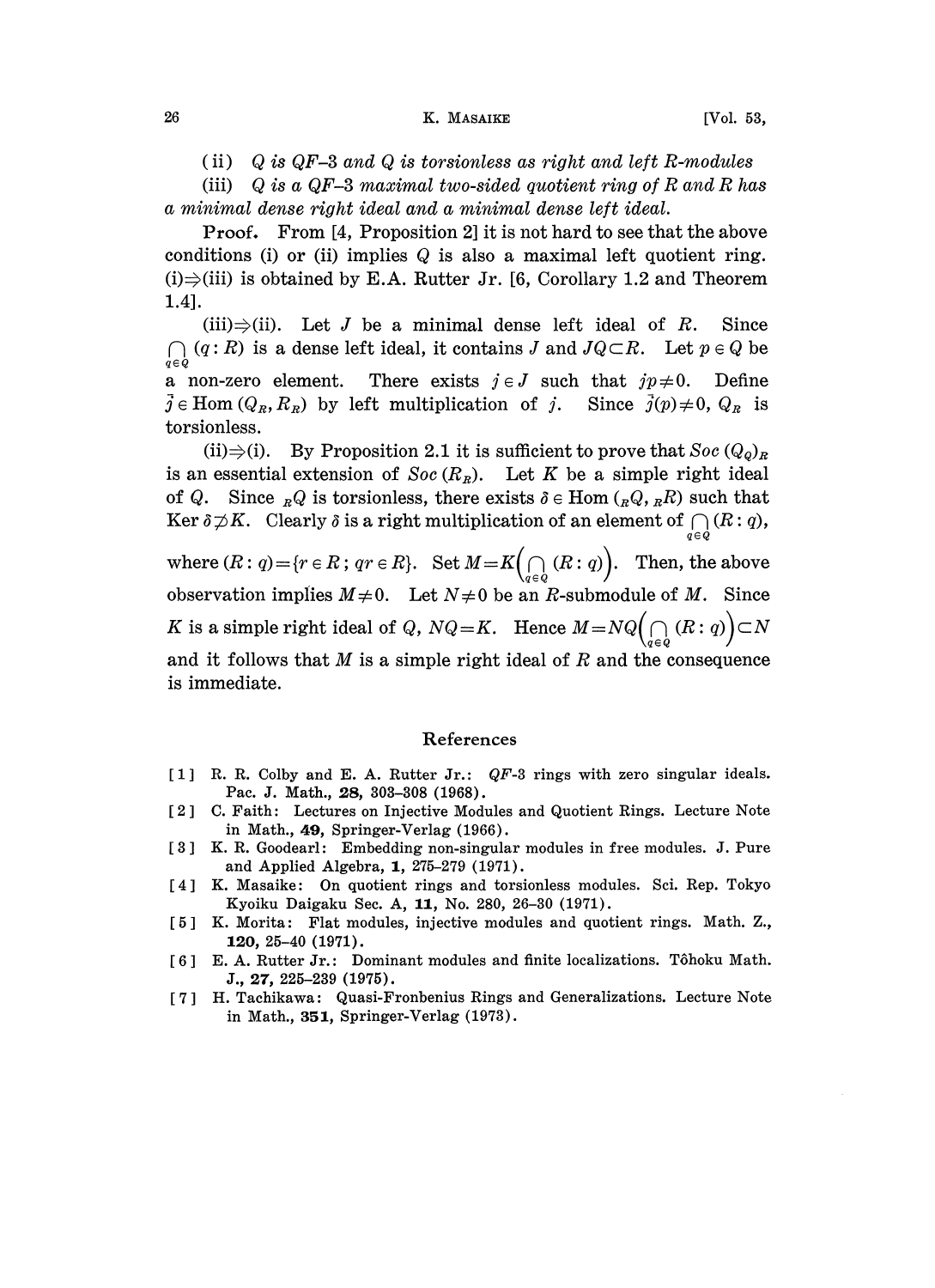(ii) *$Q$ is QF–3 and $Q$ is torsionless as right and left $R$-modules*

(iii) *$Q$ is a QF–3 maximal two-sided quotient ring of $R$ and $R$ has a minimal dense right ideal and a minimal dense left ideal.*

**Proof.** From [4, Proposition 2] it is not hard to see that the above conditions (i) or (ii) implies $Q$ is also a maximal left quotient ring. (i)$\Rightarrow$(iii) is obtained by E.A. Rutter Jr. [6, Corollary 1.2 and Theorem 1.4].

(iii)$\Rightarrow$(ii). Let $J$ be a minimal dense left ideal of $R$. Since $\bigcap_{q \in Q} (q : R)$ is a dense left ideal, it contains $J$ and $JQ \subset R$. Let $p \in Q$ be a non-zero element. There exists $j \in J$ such that $jp \neq 0$. Define $\vec{j} \in \mathrm{Hom}(Q_R, R_R)$ by left multiplication of $j$. Since $\vec{j}(p) \neq 0$, $Q_R$ is torsionless.

(ii)$\Rightarrow$(i). By Proposition 2.1 it is sufficient to prove that $Soc(Q_Q)_R$ is an essential extension of $Soc(R_R)$. Let $K$ be a simple right ideal of $Q$. Since ${}_RQ$ is torsionless, there exists $\delta \in \mathrm{Hom}({}_RQ, {}_RR)$ such that $\mathrm{Ker}\,\delta \not\supset K$. Clearly $\delta$ is a right multiplication of an element of $\bigcap_{q \in Q} (R : q)$, where $(R : q) = \{r \in R\,;\, qr \in R\}$. Set $M = K\Big(\bigcap_{q \in Q} (R : q)\Big)$. Then, the above observation implies $M \neq 0$. Let $N \neq 0$ be an $R$-submodule of $M$. Since $K$ is a simple right ideal of $Q$, $NQ = K$. Hence $M = NQ\Big(\bigcap_{q \in Q} (R : q)\Big) \subset N$ and it follows that $M$ is a simple right ideal of $R$ and the consequence is immediate.

## References

[1] R. R. Colby and E. A. Rutter Jr.: *QF*-3 rings with zero singular ideals. Pac. J. Math., **28**, 303–308 (1968).

[2] C. Faith: Lectures on Injective Modules and Quotient Rings. Lecture Note in Math., **49**, Springer-Verlag (1966).

[3] K. R. Goodearl: Embedding non-singular modules in free modules. J. Pure and Applied Algebra, **1**, 275–279 (1971).

[4] K. Masaike: On quotient rings and torsionless modules. Sci. Rep. Tokyo Kyoiku Daigaku Sec. A, **11**, No. 280, 26–30 (1971).

[5] K. Morita: Flat modules, injective modules and quotient rings. Math. Z., **120**, 25–40 (1971).

[6] E. A. Rutter Jr.: Dominant modules and finite localizations. Tôhoku Math. J., **27**, 225–239 (1975).

[7] H. Tachikawa: Quasi-Fronbenius Rings and Generalizations. Lecture Note in Math., **351**, Springer-Verlag (1973).